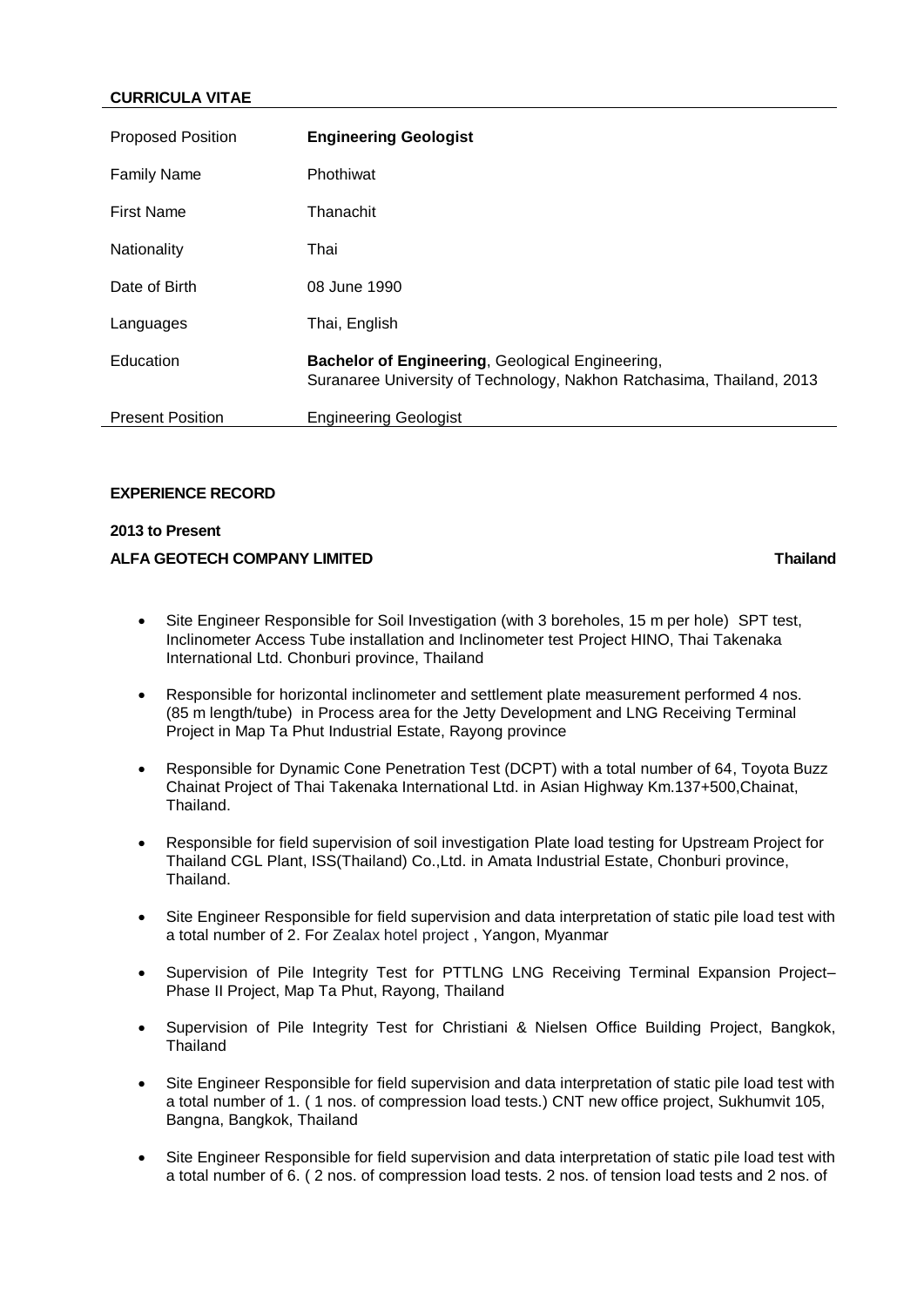## CURRICULA VITAE

| | |
|---|---|
| Proposed Position | **Engineering Geologist** |
| Family Name | Phothiwat |
| First Name | Thanachit |
| Nationality | Thai |
| Date of Birth | 08 June 1990 |
| Languages | Thai, English |
| Education | **Bachelor of Engineering**, Geological Engineering, Suranaree University of Technology, Nakhon Ratchasima, Thailand, 2013 |
| Present Position | Engineering Geologist |

### EXPERIENCE RECORD

**2013 to Present**

**ALFA GEOTECH COMPANY LIMITED** **Thailand**

- Site Engineer Responsible for Soil Investigation (with 3 boreholes, 15 m per hole) SPT test, Inclinometer Access Tube installation and Inclinometer test Project HINO, Thai Takenaka International Ltd. Chonburi province, Thailand
- Responsible for horizontal inclinometer and settlement plate measurement performed 4 nos. (85 m length/tube) in Process area for the Jetty Development and LNG Receiving Terminal Project in Map Ta Phut Industrial Estate, Rayong province
- Responsible for Dynamic Cone Penetration Test (DCPT) with a total number of 64, Toyota Buzz Chainat Project of Thai Takenaka International Ltd. in Asian Highway Km.137+500,Chainat, Thailand.
- Responsible for field supervision of soil investigation Plate load testing for Upstream Project for Thailand CGL Plant, ISS(Thailand) Co.,Ltd. in Amata Industrial Estate, Chonburi province, Thailand.
- Site Engineer Responsible for field supervision and data interpretation of static pile load test with a total number of 2. For Zealax hotel project , Yangon, Myanmar
- Supervision of Pile Integrity Test for PTTLNG LNG Receiving Terminal Expansion Project– Phase II Project, Map Ta Phut, Rayong, Thailand
- Supervision of Pile Integrity Test for Christiani & Nielsen Office Building Project, Bangkok, Thailand
- Site Engineer Responsible for field supervision and data interpretation of static pile load test with a total number of 1. ( 1 nos. of compression load tests.) CNT new office project, Sukhumvit 105, Bangna, Bangkok, Thailand
- Site Engineer Responsible for field supervision and data interpretation of static pile load test with a total number of 6. ( 2 nos. of compression load tests. 2 nos. of tension load tests and 2 nos. of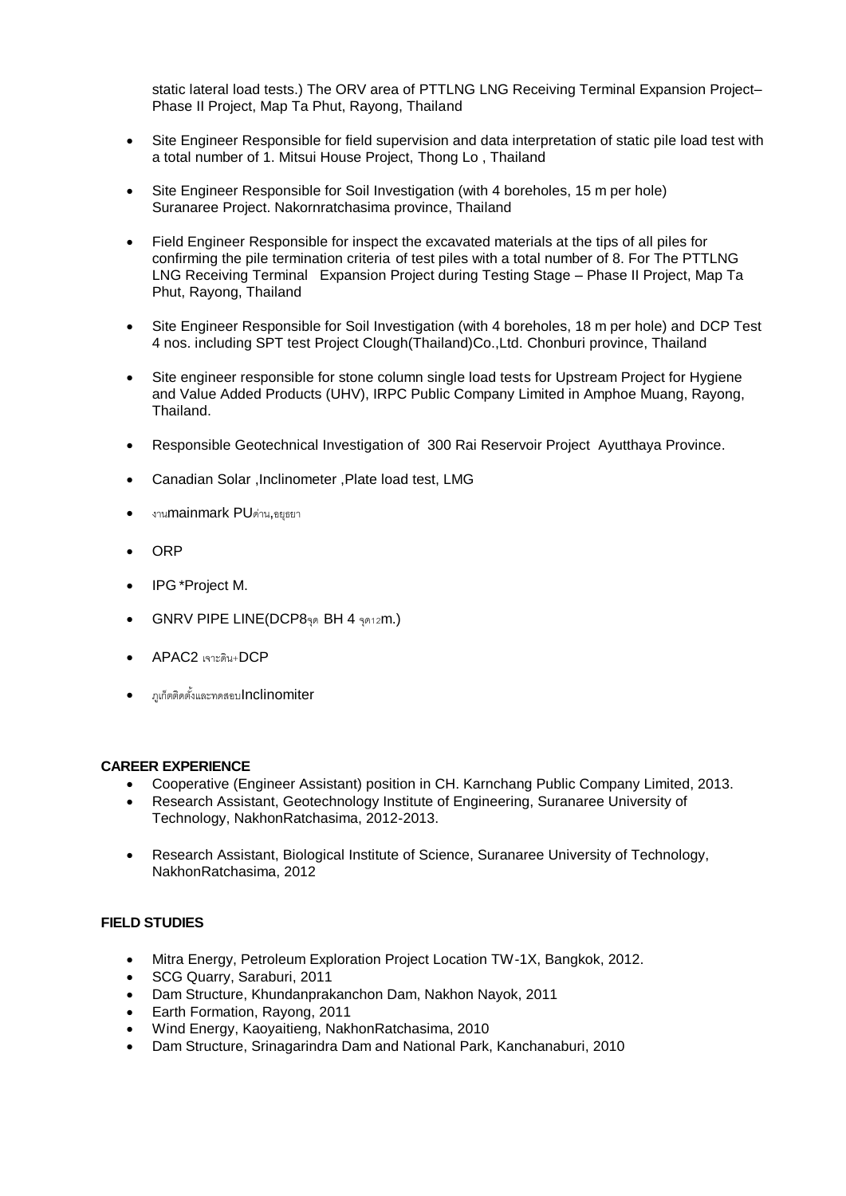static lateral load tests.) The ORV area of PTTLNG LNG Receiving Terminal Expansion Project– Phase II Project, Map Ta Phut, Rayong, Thailand

- Site Engineer Responsible for field supervision and data interpretation of static pile load test with a total number of 1. Mitsui House Project, Thong Lo , Thailand
- Site Engineer Responsible for Soil Investigation (with 4 boreholes, 15 m per hole) Suranaree Project. Nakornratchasima province, Thailand
- Field Engineer Responsible for inspect the excavated materials at the tips of all piles for confirming the pile termination criteria of test piles with a total number of 8. For The PTTLNG LNG Receiving Terminal Expansion Project during Testing Stage – Phase II Project, Map Ta Phut, Rayong, Thailand
- Site Engineer Responsible for Soil Investigation (with 4 boreholes, 18 m per hole) and DCP Test 4 nos. including SPT test Project Clough(Thailand)Co.,Ltd. Chonburi province, Thailand
- Site engineer responsible for stone column single load tests for Upstream Project for Hygiene and Value Added Products (UHV), IRPC Public Company Limited in Amphoe Muang, Rayong, Thailand.
- Responsible Geotechnical Investigation of 300 Rai Reservoir Project Ayutthaya Province.
- Canadian Solar ,Inclinometer ,Plate load test, LMG
- งานmainmark PUด่าน,อยุธยา
- ORP
- IPG *Project M.
- GNRV PIPE LINE(DCP8จุด BH 4 จุด12m.)
- APAC2 เจาะดิน+DCP
- ภูเก็ตติดตั้งและทดสอบInclinomiter

**CAREER EXPERIENCE**

- Cooperative (Engineer Assistant) position in CH. Karnchang Public Company Limited, 2013.
- Research Assistant, Geotechnology Institute of Engineering, Suranaree University of Technology, NakhonRatchasima, 2012-2013.
- Research Assistant, Biological Institute of Science, Suranaree University of Technology, NakhonRatchasima, 2012

**FIELD STUDIES**

- Mitra Energy, Petroleum Exploration Project Location TW-1X, Bangkok, 2012.
- SCG Quarry, Saraburi, 2011
- Dam Structure, Khundanprakanchon Dam, Nakhon Nayok, 2011
- Earth Formation, Rayong, 2011
- Wind Energy, Kaoyaitieng, NakhonRatchasima, 2010
- Dam Structure, Srinagarindra Dam and National Park, Kanchanaburi, 2010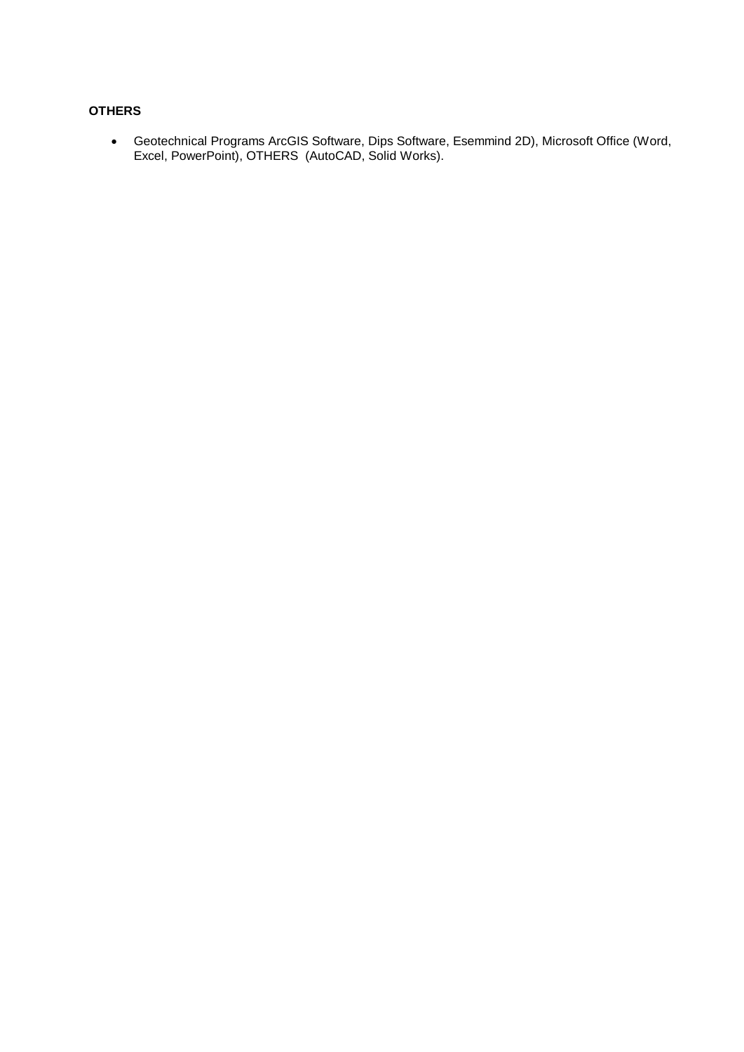**OTHERS**

- Geotechnical Programs ArcGIS Software, Dips Software, Esemmind 2D), Microsoft Office (Word, Excel, PowerPoint), OTHERS (AutoCAD, Solid Works).